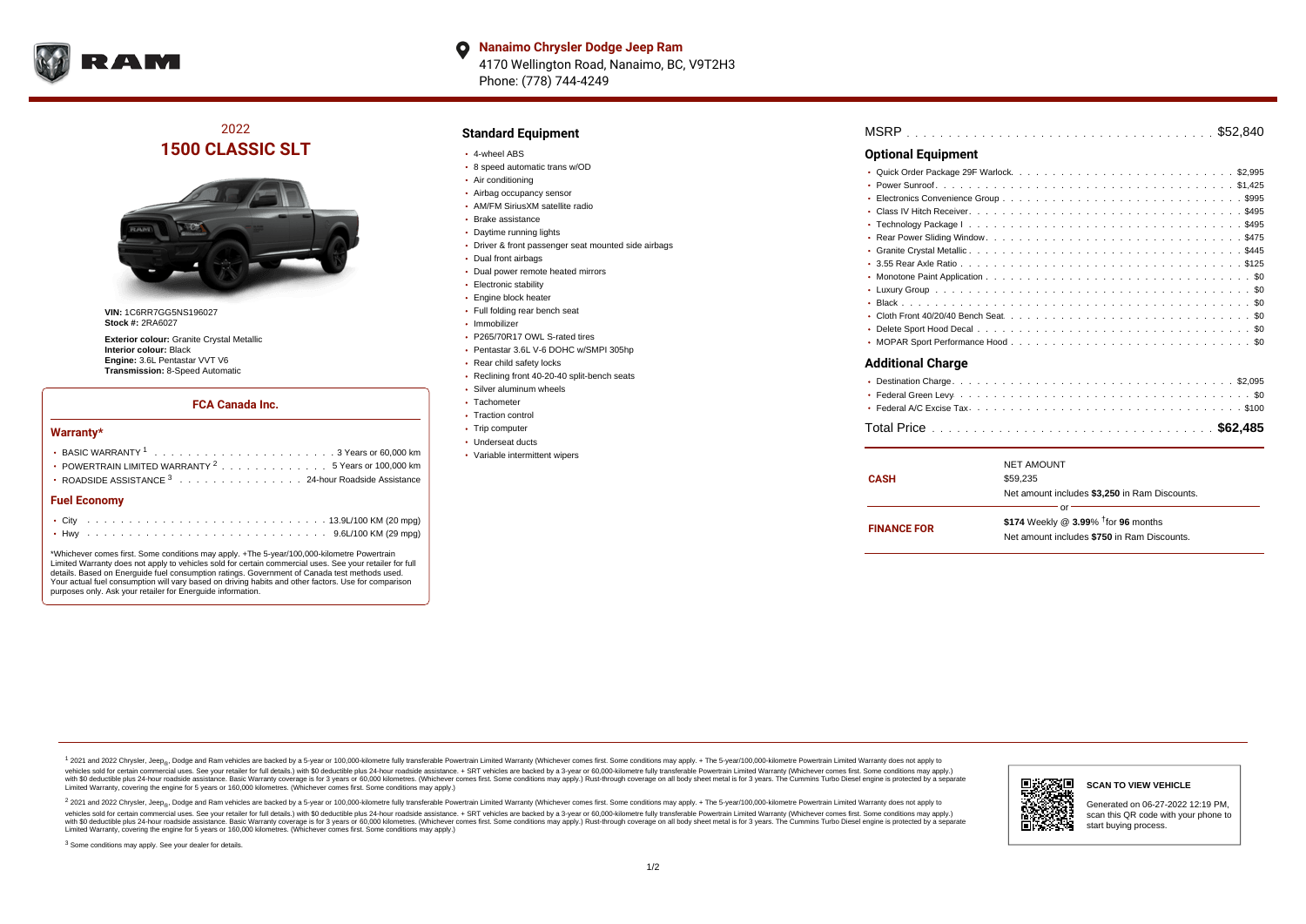**Nanaimo Chrysler Dodge Jeep Ram**
4170 Wellington Road, Nanaimo, BC, V9T2H3
Phone: (778) 744-4249

## 2022
# 1500 CLASSIC SLT

**VIN:** 1C6RR7GG5NS196027
**Stock #:** 2RA6027

**Exterior colour:** Granite Crystal Metallic
**Interior colour:** Black
**Engine:** 3.6L Pentastar VVT V6
**Transmission:** 8-Speed Automatic

### FCA Canada Inc.

#### Warranty*

- BASIC WARRANTY [1] . . . . . 3 Years or 60,000 km
- POWERTRAIN LIMITED WARRANTY [2] . . . . . 5 Years or 100,000 km
- ROADSIDE ASSISTANCE [3] . . . . . 24-hour Roadside Assistance

#### Fuel Economy

- City . . . . . 13.9L/100 KM (20 mpg)
- Hwy . . . . . 9.6L/100 KM (29 mpg)

*Whichever comes first. Some conditions may apply. +The 5-year/100,000-kilometre Powertrain Limited Warranty does not apply to vehicles sold for certain commercial uses. See your retailer for full details. Based on Energuide fuel consumption ratings. Government of Canada test methods used. Your actual fuel consumption will vary based on driving habits and other factors. Use for comparison purposes only. Ask your retailer for Energuide information.

## Standard Equipment

- 4-wheel ABS
- 8 speed automatic trans w/OD
- Air conditioning
- Airbag occupancy sensor
- AM/FM SiriusXM satellite radio
- Brake assistance
- Daytime running lights
- Driver & front passenger seat mounted side airbags
- Dual front airbags
- Dual power remote heated mirrors
- Electronic stability
- Engine block heater
- Full folding rear bench seat
- Immobilizer
- P265/70R17 OWL S-rated tires
- Pentastar 3.6L V-6 DOHC w/SMPI 305hp
- Rear child safety locks
- Reclining front 40-20-40 split-bench seats
- Silver aluminum wheels
- Tachometer
- Traction control
- Trip computer
- Underseat ducts
- Variable intermittent wipers

MSRP . . . . . $52,840

## Optional Equipment

- Quick Order Package 29F Warlock . . . . . $2,995
- Power Sunroof . . . . . $1,425
- Electronics Convenience Group . . . . . $995
- Class IV Hitch Receiver . . . . . $495
- Technology Package I . . . . . $495
- Rear Power Sliding Window . . . . . $475
- Granite Crystal Metallic . . . . . $445
- 3.55 Rear Axle Ratio . . . . . $125
- Monotone Paint Application . . . . . $0
- Luxury Group . . . . . $0
- Black . . . . . $0
- Cloth Front 40/20/40 Bench Seat . . . . . $0
- Delete Sport Hood Decal . . . . . $0
- MOPAR Sport Performance Hood . . . . . $0

## Additional Charge

- Destination Charge . . . . . $2,095
- Federal Green Levy . . . . . $0
- Federal A/C Excise Tax . . . . . $100

Total Price . . . . . **$62,485**

| | |
|---|---|
| **CASH** | NET AMOUNT<br>$59,235<br>Net amount includes **$3,250** in Ram Discounts. |
| | or |
| **FINANCE FOR** | **$174** Weekly @ **3.99%** [†] for **96** months<br>Net amount includes **$750** in Ram Discounts. |

[1] 2021 and 2022 Chrysler, Jeep®, Dodge and Ram vehicles are backed by a 5-year or 100,000-kilometre fully transferable Powertrain Limited Warranty (Whichever comes first. Some conditions may apply. + The 5-year/100,000-kilometre Powertrain Limited Warranty does not apply to vehicles sold for certain commercial uses. See your retailer for full details.) with $0 deductible plus 24-hour roadside assistance. + SRT vehicles are backed by a 3-year or 60,000-kilometre fully transferable Powertrain Limited Warranty (Whichever comes first. Some conditions may apply.) with $0 deductible plus 24-hour roadside assistance. Basic Warranty coverage is for 3 years or 60,000 kilometres. (Whichever comes first. Some conditions may apply.) Rust-through coverage on all body sheet metal is for 3 years. The Cummins Turbo Diesel engine is protected by a separate Limited Warranty, covering the engine for 5 years or 160,000 kilometres. (Whichever comes first. Some conditions may apply.)

[2] 2021 and 2022 Chrysler, Jeep®, Dodge and Ram vehicles are backed by a 5-year or 100,000-kilometre fully transferable Powertrain Limited Warranty (Whichever comes first. Some conditions may apply. + The 5-year/100,000-kilometre Powertrain Limited Warranty does not apply to vehicles sold for certain commercial uses. See your retailer for full details.) with $0 deductible plus 24-hour roadside assistance. + SRT vehicles are backed by a 3-year or 60,000-kilometre fully transferable Powertrain Limited Warranty (Whichever comes first. Some conditions may apply.) with $0 deductible plus 24-hour roadside assistance. Basic Warranty coverage is for 3 years or 60,000 kilometres. (Whichever comes first. Some conditions may apply.) Rust-through coverage on all body sheet metal is for 3 years. The Cummins Turbo Diesel engine is protected by a separate Limited Warranty, covering the engine for 5 years or 160,000 kilometres. (Whichever comes first. Some conditions may apply.)

[3] Some conditions may apply. See your dealer for details.

**SCAN TO VIEW VEHICLE**

Generated on 06-27-2022 12:19 PM, scan this QR code with your phone to start buying process.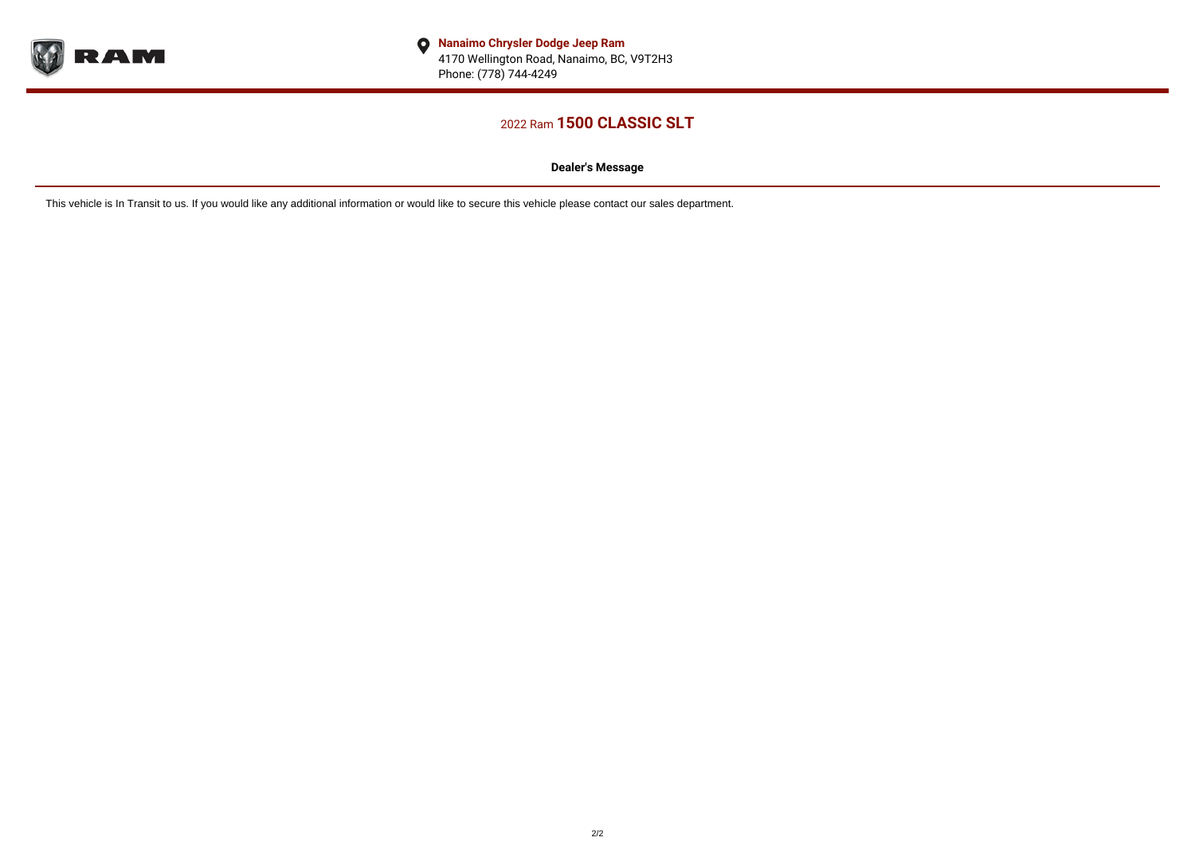**Nanaimo Chrysler Dodge Jeep Ram**
4170 Wellington Road, Nanaimo, BC, V9T2H3
Phone: (778) 744-4249

# 2022 Ram **1500 CLASSIC SLT**

## Dealer's Message

This vehicle is In Transit to us. If you would like any additional information or would like to secure this vehicle please contact our sales department.